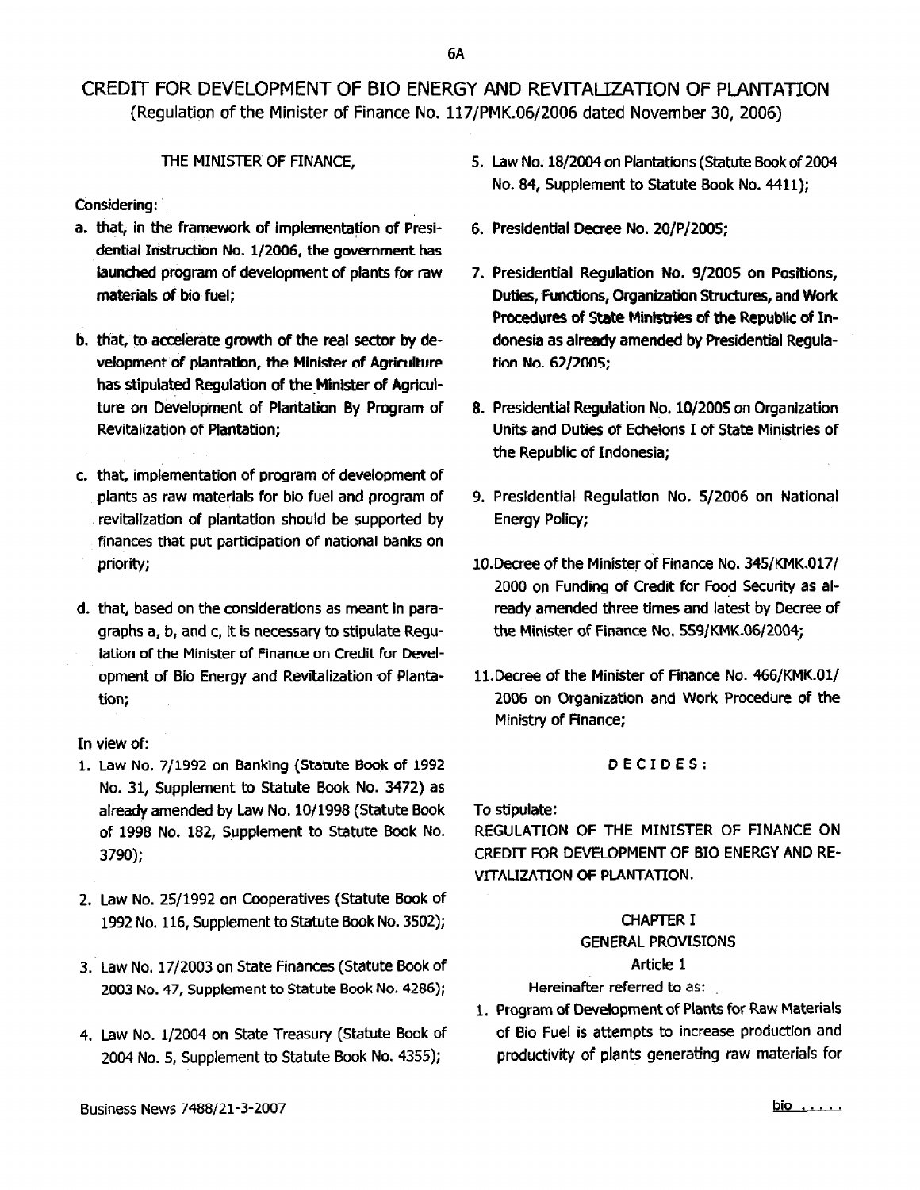# CREDIT FOR DEVELOPMENT OF BIO ENERGY AND REVITALIZATION OF PLANTATION

(Regulation of the Minister of Finance No. 117/PMK.06/2006 dated November 30, 2006)

THE MINISTER OF FINANCE,

Considering:

a. that, in the framework of implementation of Presidential Instruction No. 1/2006, the government has launched program of development of plants for raw materials of bio fuel;

b. that, to accelerate growth of the real sector by development of plantation, the Minister of Agriculture has stipulated Regulation of the Minister of Agriculture on Development of Plantation By Program of Revitalization of Plantation;

c. that, implementation of program of development of plants as raw materials for bio fuel and program of revitalization of plantation should be supported by finances that put participation of national banks on priority;

d. that, based on the considerations as meant in paragraphs a, b, and c, it is necessary to stipulate Regulation of the Minister of Finance on Credit for Development of Bio Energy and Revitalization of Plantation;

In view of:

1. Law No. 7/1992 on Banking (Statute Book of 1992 No. 31, Supplement to Statute Book No. 3472) as already amended by Law No. 10/1998 (Statute Book of 1998 No. 182, Supplement to Statute Book No. 3790);
2. Law No. 25/1992 on Cooperatives (Statute Book of 1992 No. 116, Supplement to Statute Book No. 3502);
3. Law No. 17/2003 on State Finances (Statute Book of 2003 No. 47, Supplement to Statute Book No. 4286);
4. Law No. 1/2004 on State Treasury (Statute Book of 2004 No. 5, Supplement to Statute Book No. 4355);
5. Law No. 18/2004 on Plantations (Statute Book of 2004 No. 84, Supplement to Statute Book No. 4411);
6. Presidential Decree No. 20/P/2005;
7. Presidential Regulation No. 9/2005 on Positions, Duties, Functions, Organization Structures, and Work Procedures of State Ministries of the Republic of Indonesia as already amended by Presidential Regulation No. 62/2005;
8. Presidential Regulation No. 10/2005 on Organization Units and Duties of Echelons I of State Ministries of the Republic of Indonesia;
9. Presidential Regulation No. 5/2006 on National Energy Policy;
10. Decree of the Minister of Finance No. 345/KMK.017/2000 on Funding of Credit for Food Security as already amended three times and latest by Decree of the Minister of Finance No. 559/KMK.06/2004;
11. Decree of the Minister of Finance No. 466/KMK.01/2006 on Organization and Work Procedure of the Ministry of Finance;

DECIDES:

To stipulate:

REGULATION OF THE MINISTER OF FINANCE ON CREDIT FOR DEVELOPMENT OF BIO ENERGY AND REVITALIZATION OF PLANTATION.

## CHAPTER I
## GENERAL PROVISIONS
### Article 1

Hereinafter referred to as:

1. Program of Development of Plants for Raw Materials of Bio Fuel is attempts to increase production and productivity of plants generating raw materials for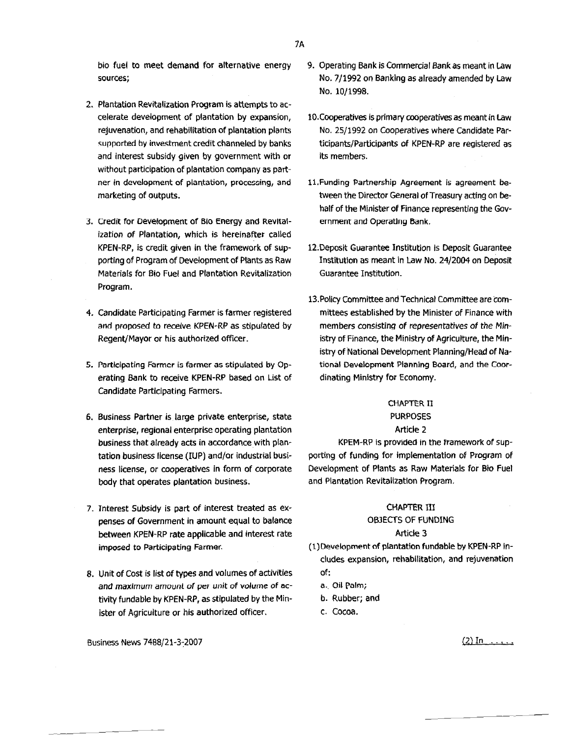bio fuel to meet demand for alternative energy sources;

2. Plantation Revitalization Program is attempts to accelerate development of plantation by expansion, rejuvenation, and rehabilitation of plantation plants supported by investment credit channeled by banks and interest subsidy given by government with or without participation of plantation company as partner in development of plantation, processing, and marketing of outputs.

3. Credit for Development of Bio Energy and Revitalization of Plantation, which is hereinafter called KPEN-RP, is credit given in the framework of supporting of Program of Development of Plants as Raw Materials for Bio Fuel and Plantation Revitalization Program.

4. Candidate Participating Farmer is farmer registered and proposed to receive KPEN-RP as stipulated by Regent/Mayor or his authorized officer.

5. Participating Farmer is farmer as stipulated by Operating Bank to receive KPEN-RP based on List of Candidate Participating Farmers.

6. Business Partner is large private enterprise, state enterprise, regional enterprise operating plantation business that already acts in accordance with plantation business license (IUP) and/or industrial business license, or cooperatives in form of corporate body that operates plantation business.

7. Interest Subsidy is part of interest treated as expenses of Government in amount equal to balance between KPEN-RP rate applicable and interest rate imposed to Participating Farmer.

8. Unit of Cost is list of types and volumes of activities and maximum amount of per unit of volume of activity fundable by KPEN-RP, as stipulated by the Minister of Agriculture or his authorized officer.

9. Operating Bank is Commercial Bank as meant in Law No. 7/1992 on Banking as already amended by Law No. 10/1998.

10. Cooperatives is primary cooperatives as meant in Law No. 25/1992 on Cooperatives where Candidate Participants/Participants of KPEN-RP are registered as its members.

11. Funding Partnership Agreement is agreement between the Director General of Treasury acting on behalf of the Minister of Finance representing the Government and Operating Bank.

12. Deposit Guarantee Institution is Deposit Guarantee Institution as meant in Law No. 24/2004 on Deposit Guarantee Institution.

13. Policy Committee and Technical Committee are committees established by the Minister of Finance with members consisting of representatives of the Ministry of Finance, the Ministry of Agriculture, the Ministry of National Development Planning/Head of National Development Planning Board, and the Coordinating Ministry for Economy.

## CHAPTER II
## PURPOSES
### Article 2

KPEM-RP is provided in the framework of supporting of funding for implementation of Program of Development of Plants as Raw Materials for Bio Fuel and Plantation Revitalization Program.

## CHAPTER III
## OBJECTS OF FUNDING
### Article 3

(1) Development of plantation fundable by KPEN-RP includes expansion, rehabilitation, and rejuvenation of:

a. Oil Palm;

b. Rubber; and

c. Cocoa.

(2) In .....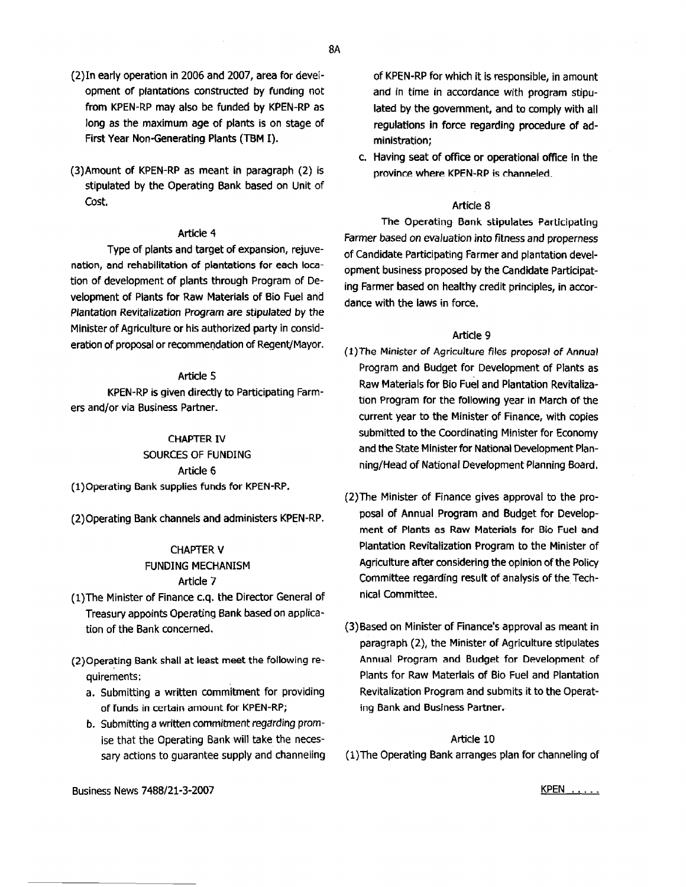(2) In early operation in 2006 and 2007, area for development of plantations constructed by funding not from KPEN-RP may also be funded by KPEN-RP as long as the maximum age of plants is on stage of First Year Non-Generating Plants (TBM I).

(3) Amount of KPEN-RP as meant in paragraph (2) is stipulated by the Operating Bank based on Unit of Cost.

Article 4

Type of plants and target of expansion, rejuvenation, and rehabilitation of plantations for each location of development of plants through Program of Development of Plants for Raw Materials of Bio Fuel and Plantation Revitalization Program are stipulated by the Minister of Agriculture or his authorized party in consideration of proposal or recommendation of Regent/Mayor.

Article 5

KPEN-RP is given directly to Participating Farmers and/or via Business Partner.

## CHAPTER IV
## SOURCES OF FUNDING

Article 6

(1) Operating Bank supplies funds for KPEN-RP.

(2) Operating Bank channels and administers KPEN-RP.

## CHAPTER V
## FUNDING MECHANISM

Article 7

(1) The Minister of Finance c.q. the Director General of Treasury appoints Operating Bank based on application of the Bank concerned.

(2) Operating Bank shall at least meet the following requirements:

a. Submitting a written commitment for providing of funds in certain amount for KPEN-RP;
b. Submitting a written commitment regarding promise that the Operating Bank will take the necessary actions to guarantee supply and channeling of KPEN-RP for which it is responsible, in amount and in time in accordance with program stipulated by the government, and to comply with all regulations in force regarding procedure of administration;
c. Having seat of office or operational office in the province where KPEN-RP is channeled.

Article 8

The Operating Bank stipulates Participating Farmer based on evaluation into fitness and properness of Candidate Participating Farmer and plantation development business proposed by the Candidate Participating Farmer based on healthy credit principles, in accordance with the laws in force.

Article 9

(1) The Minister of Agriculture files proposal of Annual Program and Budget for Development of Plants as Raw Materials for Bio Fuel and Plantation Revitalization Program for the following year in March of the current year to the Minister of Finance, with copies submitted to the Coordinating Minister for Economy and the State Minister for National Development Planning/Head of National Development Planning Board.

(2) The Minister of Finance gives approval to the proposal of Annual Program and Budget for Development of Plants as Raw Materials for Bio Fuel and Plantation Revitalization Program to the Minister of Agriculture after considering the opinion of the Policy Committee regarding result of analysis of the Technical Committee.

(3) Based on Minister of Finance's approval as meant in paragraph (2), the Minister of Agriculture stipulates Annual Program and Budget for Development of Plants for Raw Materials of Bio Fuel and Plantation Revitalization Program and submits it to the Operating Bank and Business Partner.

Article 10

(1) The Operating Bank arranges plan for channeling of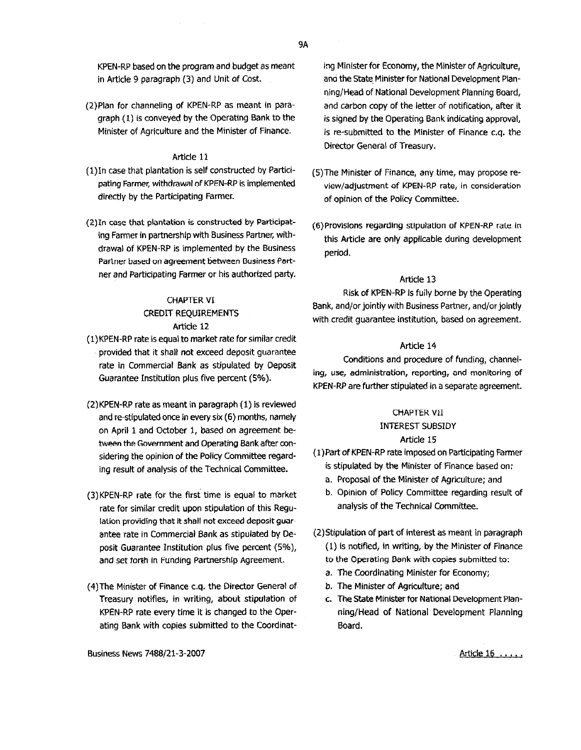KPEN-RP based on the program and budget as meant in Article 9 paragraph (3) and Unit of Cost.

(2) Plan for channeling of KPEN-RP as meant in paragraph (1) is conveyed by the Operating Bank to the Minister of Agriculture and the Minister of Finance.

Article 11

(1) In case that plantation is self constructed by Participating Farmer, withdrawal of KPEN-RP is implemented directly by the Participating Farmer.

(2) In case that plantation is constructed by Participating Farmer in partnership with Business Partner, withdrawal of KPEN-RP is implemented by the Business Partner based on agreement between Business Partner and Participating Farmer or his authorized party.

## CHAPTER VI
## CREDIT REQUIREMENTS

Article 12

(1) KPEN-RP rate is equal to market rate for similar credit provided that it shall not exceed deposit guarantee rate in Commercial Bank as stipulated by Deposit Guarantee Institution plus five percent (5%).

(2) KPEN-RP rate as meant in paragraph (1) is reviewed and re-stipulated once in every six (6) months, namely on April 1 and October 1, based on agreement between the Government and Operating Bank after considering the opinion of the Policy Committee regarding result of analysis of the Technical Committee.

(3) KPEN-RP rate for the first time is equal to market rate for similar credit upon stipulation of this Regulation providing that it shall not exceed deposit guarantee rate in Commercial Bank as stipulated by Deposit Guarantee Institution plus five percent (5%), and set forth in Funding Partnership Agreement.

(4) The Minister of Finance c.q. the Director General of Treasury notifies, in writing, about stipulation of KPEN-RP rate every time it is changed to the Operating Bank with copies submitted to the Coordinating Minister for Economy, the Minister of Agriculture, and the State Minister for National Development Planning/Head of National Development Planning Board, and carbon copy of the letter of notification, after it is signed by the Operating Bank indicating approval, is re-submitted to the Minister of Finance c.q. the Director General of Treasury.

(5) The Minister of Finance, any time, may propose review/adjustment of KPEN-RP rate, in consideration of opinion of the Policy Committee.

(6) Provisions regarding stipulation of KPEN-RP rate in this Article are only applicable during development period.

Article 13

Risk of KPEN-RP is fully borne by the Operating Bank, and/or jointly with Business Partner, and/or jointly with credit guarantee institution, based on agreement.

Article 14

Conditions and procedure of funding, channeling, use, administration, reporting, and monitoring of KPEN-RP are further stipulated in a separate agreement.

## CHAPTER VII
## INTEREST SUBSIDY

Article 15

(1) Part of KPEN-RP rate imposed on Participating Farmer is stipulated by the Minister of Finance based on:
   a. Proposal of the Minister of Agriculture; and
   b. Opinion of Policy Committee regarding result of analysis of the Technical Committee.

(2) Stipulation of part of interest as meant in paragraph (1) is notified, in writing, by the Minister of Finance to the Operating Bank with copies submitted to:
   a. The Coordinating Minister for Economy;
   b. The Minister of Agriculture; and
   c. The State Minister for National Development Planning/Head of National Development Planning Board.

Article 16 .....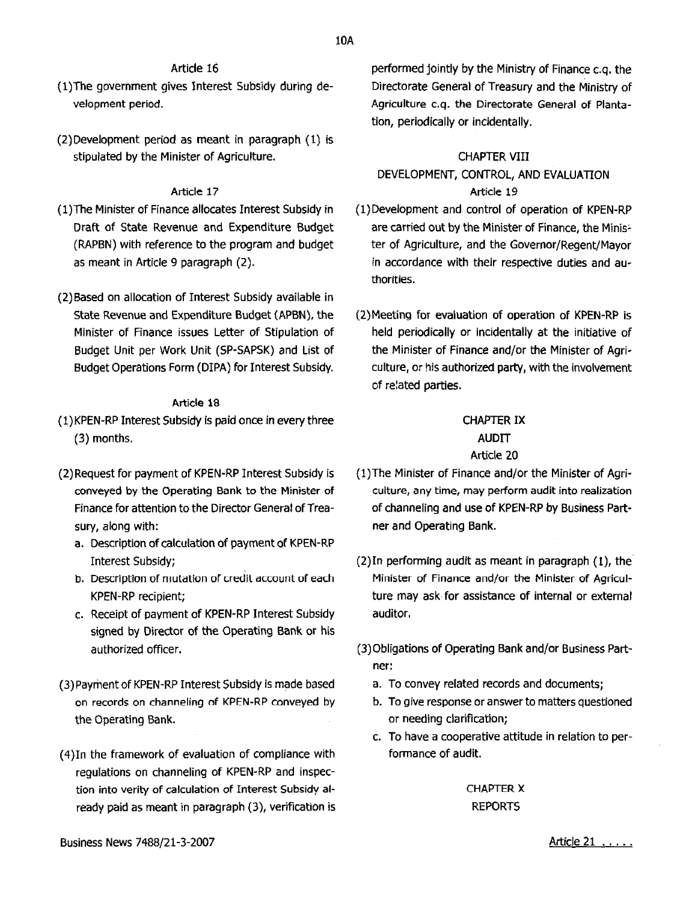Article 16

(1) The government gives Interest Subsidy during development period.

(2) Development period as meant in paragraph (1) is stipulated by the Minister of Agriculture.

Article 17

(1) The Minister of Finance allocates Interest Subsidy in Draft of State Revenue and Expenditure Budget (RAPBN) with reference to the program and budget as meant in Article 9 paragraph (2).

(2) Based on allocation of Interest Subsidy available in State Revenue and Expenditure Budget (APBN), the Minister of Finance issues Letter of Stipulation of Budget Unit per Work Unit (SP-SAPSK) and List of Budget Operations Form (DIPA) for Interest Subsidy.

Article 18

(1) KPEN-RP Interest Subsidy is paid once in every three (3) months.

(2) Request for payment of KPEN-RP Interest Subsidy is conveyed by the Operating Bank to the Minister of Finance for attention to the Director General of Treasury, along with:
   a. Description of calculation of payment of KPEN-RP Interest Subsidy;
   b. Description of mutation of credit account of each KPEN-RP recipient;
   c. Receipt of payment of KPEN-RP Interest Subsidy signed by Director of the Operating Bank or his authorized officer.

(3) Payment of KPEN-RP Interest Subsidy is made based on records on channeling of KPEN-RP conveyed by the Operating Bank.

(4) In the framework of evaluation of compliance with regulations on channeling of KPEN-RP and inspection into verity of calculation of Interest Subsidy already paid as meant in paragraph (3), verification is performed jointly by the Ministry of Finance c.q. the Directorate General of Treasury and the Ministry of Agriculture c.q. the Directorate General of Plantation, periodically or incidentally.

## CHAPTER VIII
## DEVELOPMENT, CONTROL, AND EVALUATION

Article 19

(1) Development and control of operation of KPEN-RP are carried out by the Minister of Finance, the Minister of Agriculture, and the Governor/Regent/Mayor in accordance with their respective duties and authorities.

(2) Meeting for evaluation of operation of KPEN-RP is held periodically or incidentally at the initiative of the Minister of Finance and/or the Minister of Agriculture, or his authorized party, with the involvement of related parties.

## CHAPTER IX
## AUDIT

Article 20

(1) The Minister of Finance and/or the Minister of Agriculture, any time, may perform audit into realization of channeling and use of KPEN-RP by Business Partner and Operating Bank.

(2) In performing audit as meant in paragraph (1), the Minister of Finance and/or the Minister of Agriculture may ask for assistance of internal or external auditor.

(3) Obligations of Operating Bank and/or Business Partner:
   a. To convey related records and documents;
   b. To give response or answer to matters questioned or needing clarification;
   c. To have a cooperative attitude in relation to performance of audit.

## CHAPTER X
## REPORTS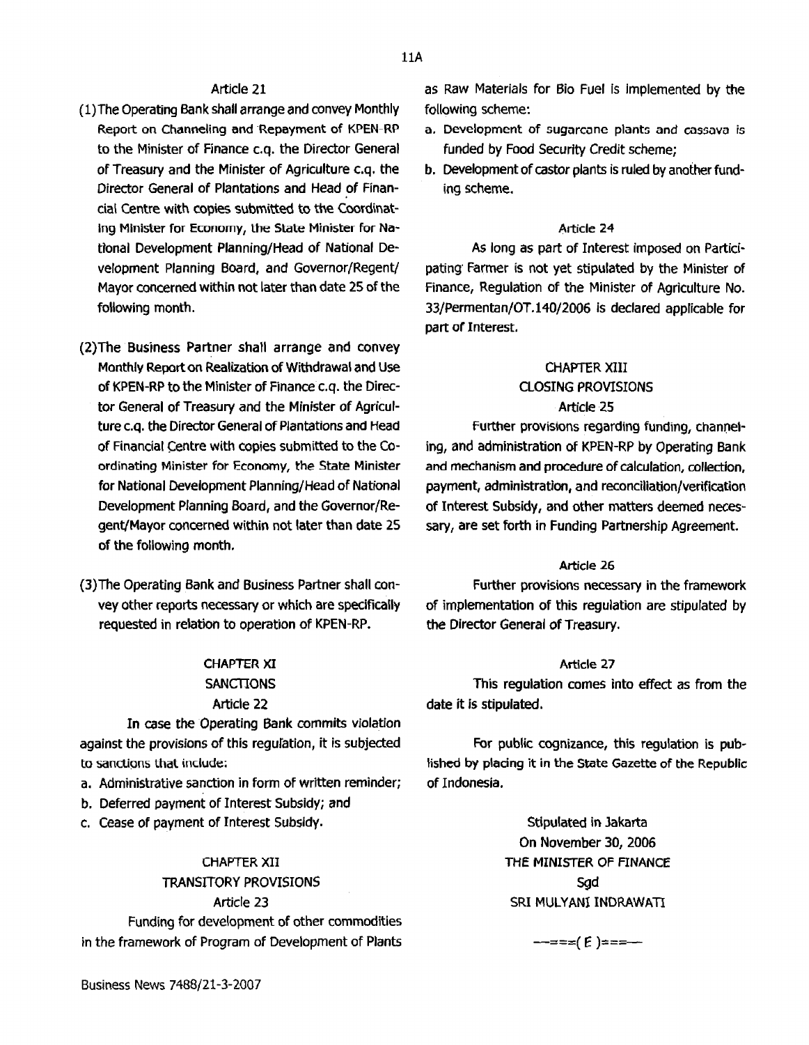### Article 21

(1) The Operating Bank shall arrange and convey Monthly Report on Channeling and Repayment of KPEN-RP to the Minister of Finance c.q. the Director General of Treasury and the Minister of Agriculture c.q. the Director General of Plantations and Head of Financial Centre with copies submitted to the Coordinating Minister for Economy, the State Minister for National Development Planning/Head of National Development Planning Board, and Governor/Regent/Mayor concerned within not later than date 25 of the following month.

(2) The Business Partner shall arrange and convey Monthly Report on Realization of Withdrawal and Use of KPEN-RP to the Minister of Finance c.q. the Director General of Treasury and the Minister of Agriculture c.q. the Director General of Plantations and Head of Financial Centre with copies submitted to the Coordinating Minister for Economy, the State Minister for National Development Planning/Head of National Development Planning Board, and the Governor/Regent/Mayor concerned within not later than date 25 of the following month.

(3) The Operating Bank and Business Partner shall convey other reports necessary or which are specifically requested in relation to operation of KPEN-RP.

## CHAPTER XI
## SANCTIONS

### Article 22

In case the Operating Bank commits violation against the provisions of this regulation, it is subjected to sanctions that include:

a. Administrative sanction in form of written reminder;
b. Deferred payment of Interest Subsidy; and
c. Cease of payment of Interest Subsidy.

## CHAPTER XII
## TRANSITORY PROVISIONS

### Article 23

Funding for development of other commodities in the framework of Program of Development of Plants as Raw Materials for Bio Fuel is implemented by the following scheme:

a. Development of sugarcane plants and cassava is funded by Food Security Credit scheme;
b. Development of castor plants is ruled by another funding scheme.

### Article 24

As long as part of Interest imposed on Participating Farmer is not yet stipulated by the Minister of Finance, Regulation of the Minister of Agriculture No. 33/Permentan/OT.140/2006 is declared applicable for part of Interest.

## CHAPTER XIII
## CLOSING PROVISIONS

### Article 25

Further provisions regarding funding, channeling, and administration of KPEN-RP by Operating Bank and mechanism and procedure of calculation, collection, payment, administration, and reconciliation/verification of Interest Subsidy, and other matters deemed necessary, are set forth in Funding Partnership Agreement.

### Article 26

Further provisions necessary in the framework of implementation of this regulation are stipulated by the Director General of Treasury.

### Article 27

This regulation comes into effect as from the date it is stipulated.

For public cognizance, this regulation is published by placing it in the State Gazette of the Republic of Indonesia.

Stipulated in Jakarta
On November 30, 2006
THE MINISTER OF FINANCE
Sgd
SRI MULYANI INDRAWATI

---===( E )===---